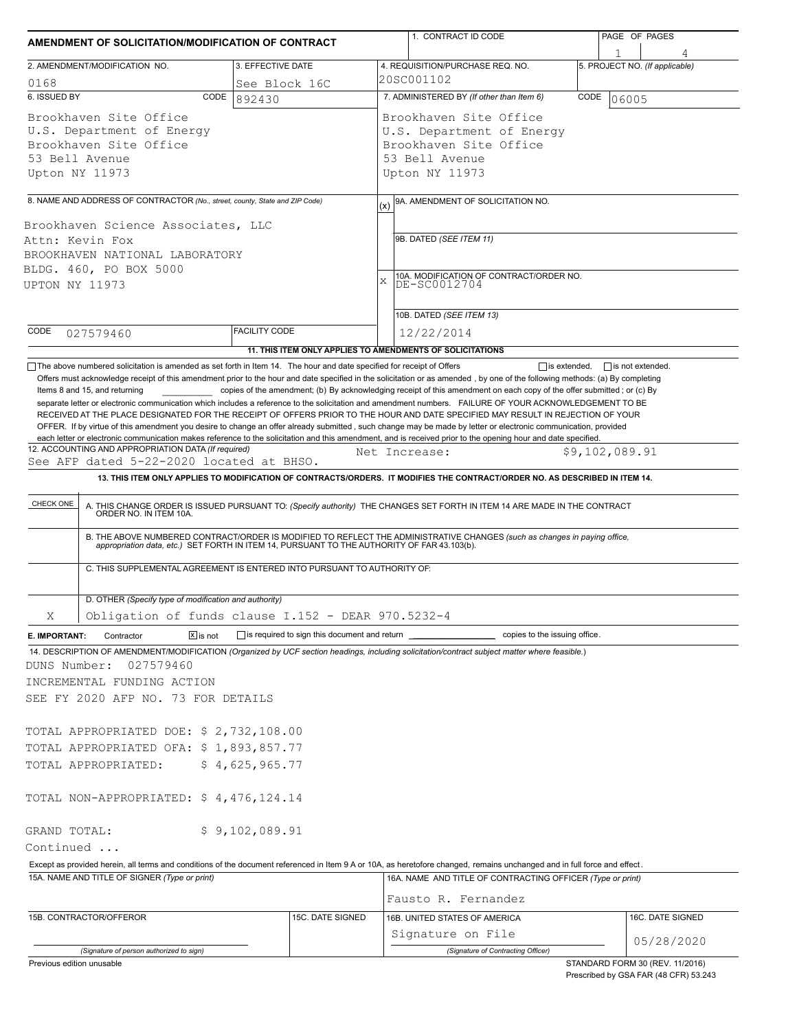# AMENDMENT OF SOLICITATION/MODIFICATION OF CONTRACT

| 1. CONTRACT ID CODE | PAGE OF PAGES |
|---|---|
| | 1 / 4 |

| 2. AMENDMENT/MODIFICATION NO. | 3. EFFECTIVE DATE | 4. REQUISITION/PURCHASE REQ. NO. | 5. PROJECT NO. (If applicable) |
|---|---|---|---|
| 0168 | See Block 16C | 20SC001102 | |

| 6. ISSUED BY | CODE 892430 | 7. ADMINISTERED BY (If other than Item 6) | CODE 06005 |
|---|---|---|---|
| Brookhaven Site Office<br>U.S. Department of Energy<br>Brookhaven Site Office<br>53 Bell Avenue<br>Upton NY 11973 | | Brookhaven Site Office<br>U.S. Department of Energy<br>Brookhaven Site Office<br>53 Bell Avenue<br>Upton NY 11973 | |

**8. NAME AND ADDRESS OF CONTRACTOR** (No., street, county, State and ZIP Code)

Brookhaven Science Associates, LLC
Attn: Kevin Fox
BROOKHAVEN NATIONAL LABORATORY
BLDG. 460, PO BOX 5000
UPTON NY 11973

CODE 027579460 FACILITY CODE

(x) 9A. AMENDMENT OF SOLICITATION NO.

9B. DATED (SEE ITEM 11)

X 10A. MODIFICATION OF CONTRACT/ORDER NO. DE-SC0012704

10B. DATED (SEE ITEM 13) 12/22/2014

**11. THIS ITEM ONLY APPLIES TO AMENDMENTS OF SOLICITATIONS**

☐ The above numbered solicitation is amended as set forth in Item 14. The hour and date specified for receipt of Offers ☐ is extended, ☐ is not extended.

Offers must acknowledge receipt of this amendment prior to the hour and date specified in the solicitation or as amended , by one of the following methods: (a) By completing Items 8 and 15, and returning ________ copies of the amendment; (b) By acknowledging receipt of this amendment on each copy of the offer submitted ; or (c) By separate letter or electronic communication which includes a reference to the solicitation and amendment numbers. FAILURE OF YOUR ACKNOWLEDGEMENT TO BE RECEIVED AT THE PLACE DESIGNATED FOR THE RECEIPT OF OFFERS PRIOR TO THE HOUR AND DATE SPECIFIED MAY RESULT IN REJECTION OF YOUR OFFER. If by virtue of this amendment you desire to change an offer already submitted , such change may be made by letter or electronic communication, provided each letter or electronic communication makes reference to the solicitation and this amendment, and is received prior to the opening hour and date specified.

**12. ACCOUNTING AND APPROPRIATION DATA** (If required)
See AFP dated 5-22-2020 located at BHSO. Net Increase: $9,102,089.91

**13. THIS ITEM ONLY APPLIES TO MODIFICATION OF CONTRACTS/ORDERS. IT MODIFIES THE CONTRACT/ORDER NO. AS DESCRIBED IN ITEM 14.**

| CHECK ONE | |
|---|---|
| | A. THIS CHANGE ORDER IS ISSUED PURSUANT TO: (Specify authority) THE CHANGES SET FORTH IN ITEM 14 ARE MADE IN THE CONTRACT ORDER NO. IN ITEM 10A. |
| | B. THE ABOVE NUMBERED CONTRACT/ORDER IS MODIFIED TO REFLECT THE ADMINISTRATIVE CHANGES (such as changes in paying office, appropriation data, etc.) SET FORTH IN ITEM 14, PURSUANT TO THE AUTHORITY OF FAR 43.103(b). |
| | C. THIS SUPPLEMENTAL AGREEMENT IS ENTERED INTO PURSUANT TO AUTHORITY OF: |
| X | D. OTHER (Specify type of modification and authority)<br>Obligation of funds clause I.152 - DEAR 970.5232-4 |

**E. IMPORTANT:** Contractor ☒ is not ☐ is required to sign this document and return ________ copies to the issuing office.

**14. DESCRIPTION OF AMENDMENT/MODIFICATION** (Organized by UCF section headings, including solicitation/contract subject matter where feasible.)

DUNS Number: 027579460
INCREMENTAL FUNDING ACTION
SEE FY 2020 AFP NO. 73 FOR DETAILS

TOTAL APPROPRIATED DOE: $ 2,732,108.00
TOTAL APPROPRIATED OFA: $ 1,893,857.77
TOTAL APPROPRIATED: $ 4,625,965.77

TOTAL NON-APPROPRIATED: $ 4,476,124.14

GRAND TOTAL: $ 9,102,089.91

Continued ...

Except as provided herein, all terms and conditions of the document referenced in Item 9 A or 10A, as heretofore changed, remains unchanged and in full force and effect.

| 15A. NAME AND TITLE OF SIGNER (Type or print) | | 16A. NAME AND TITLE OF CONTRACTING OFFICER (Type or print) | |
|---|---|---|---|
| | | Fausto R. Fernandez | |
| 15B. CONTRACTOR/OFFEROR | 15C. DATE SIGNED | 16B. UNITED STATES OF AMERICA | 16C. DATE SIGNED |
| (Signature of person authorized to sign) | | Signature on File<br>(Signature of Contracting Officer) | 05/28/2020 |

Previous edition unusable

STANDARD FORM 30 (REV. 11/2016)
Prescribed by GSA FAR (48 CFR) 53.243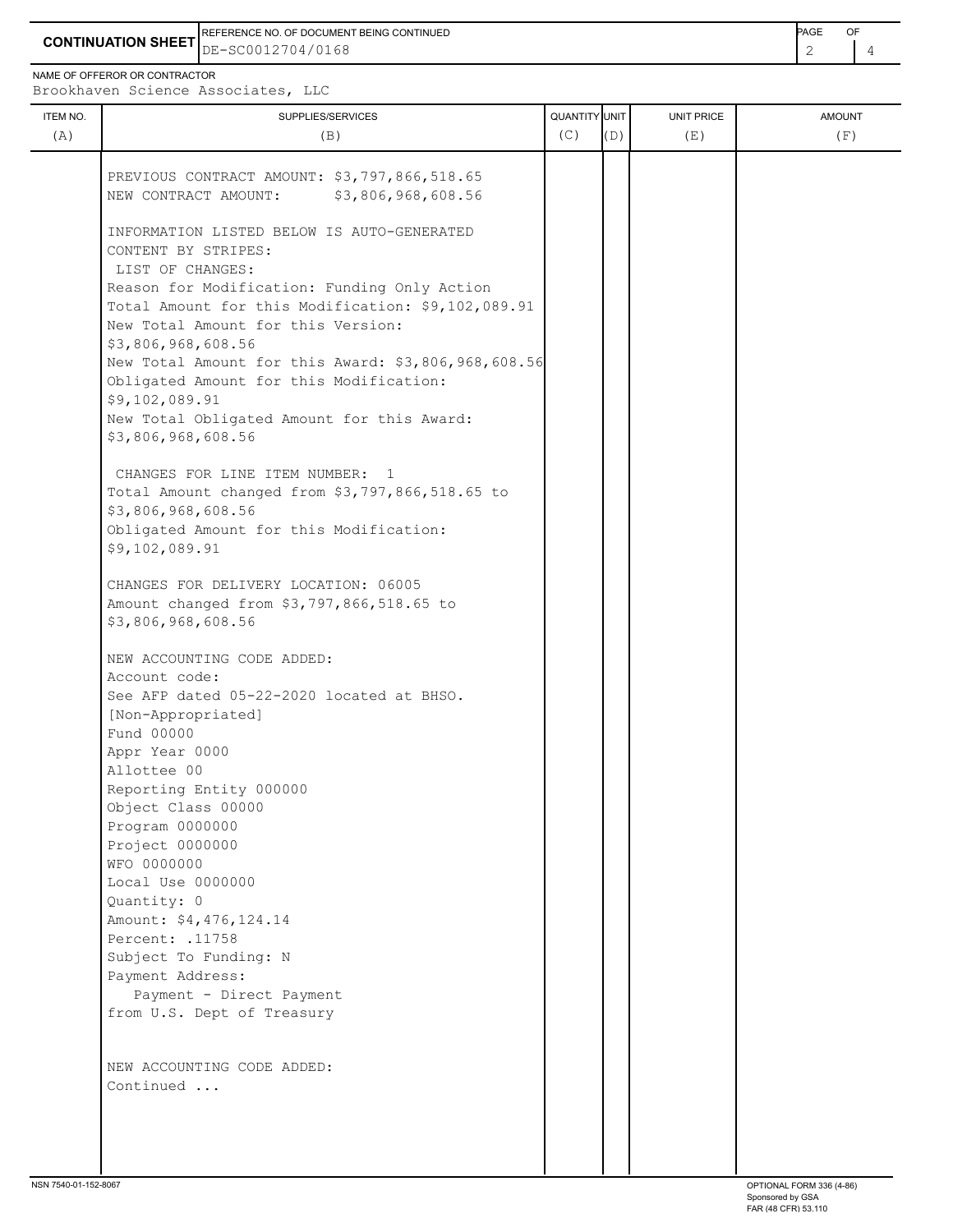**CONTINUATION SHEET**

REFERENCE NO. OF DOCUMENT BEING CONTINUED
DE-SC0012704/0168

NAME OF OFFEROR OR CONTRACTOR
Brookhaven Science Associates, LLC

| ITEM NO. (A) | SUPPLIES/SERVICES (B) | QUANTITY (C) | UNIT (D) | UNIT PRICE (E) | AMOUNT (F) |
|---|---|---|---|---|---|
| | PREVIOUS CONTRACT AMOUNT: $3,797,866,518.65<br>NEW CONTRACT AMOUNT: $3,806,968,608.56<br><br>INFORMATION LISTED BELOW IS AUTO-GENERATED CONTENT BY STRIPES:<br>LIST OF CHANGES:<br>Reason for Modification: Funding Only Action<br>Total Amount for this Modification: $9,102,089.91<br>New Total Amount for this Version: $3,806,968,608.56<br>New Total Amount for this Award: $3,806,968,608.56<br>Obligated Amount for this Modification: $9,102,089.91<br>New Total Obligated Amount for this Award: $3,806,968,608.56<br><br>CHANGES FOR LINE ITEM NUMBER: 1<br>Total Amount changed from $3,797,866,518.65 to $3,806,968,608.56<br>Obligated Amount for this Modification: $9,102,089.91<br><br>CHANGES FOR DELIVERY LOCATION: 06005<br>Amount changed from $3,797,866,518.65 to $3,806,968,608.56<br><br>NEW ACCOUNTING CODE ADDED:<br>Account code:<br>See AFP dated 05-22-2020 located at BHSO.<br>[Non-Appropriated]<br>Fund 00000<br>Appr Year 0000<br>Allottee 00<br>Reporting Entity 000000<br>Object Class 00000<br>Program 0000000<br>Project 0000000<br>WFO 0000000<br>Local Use 0000000<br>Quantity: 0<br>Amount: $4,476,124.14<br>Percent: .11758<br>Subject To Funding: N<br>Payment Address:<br>Payment - Direct Payment from U.S. Dept of Treasury<br><br>NEW ACCOUNTING CODE ADDED:<br>Continued ... | | | | |

NSN 7540-01-152-8067

OPTIONAL FORM 336 (4-86)
Sponsored by GSA
FAR (48 CFR) 53.110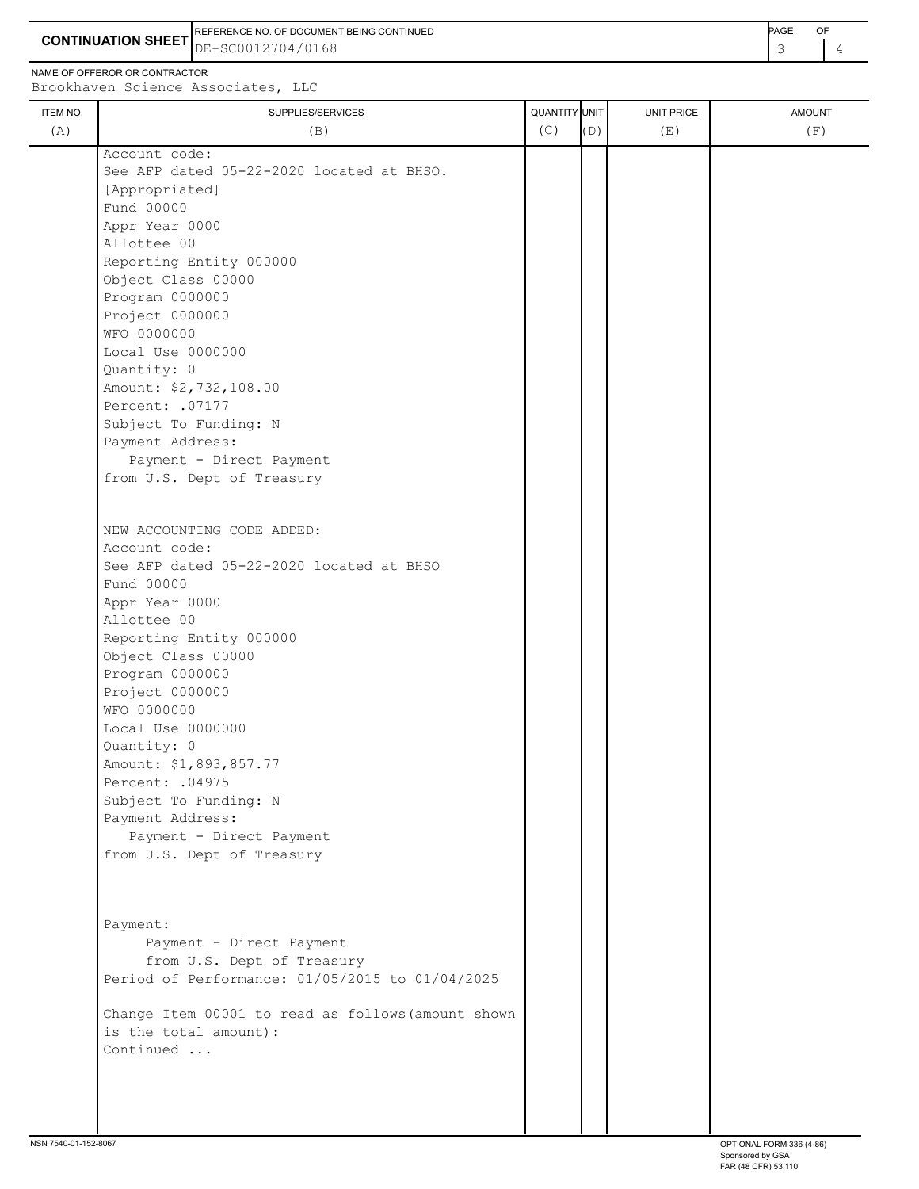**CONTINUATION SHEET**

REFERENCE NO. OF DOCUMENT BEING CONTINUED: DE-SC0012704/0168

NAME OF OFFEROR OR CONTRACTOR: Brookhaven Science Associates, LLC

| ITEM NO. (A) | SUPPLIES/SERVICES (B) | QUANTITY (C) | UNIT (D) | UNIT PRICE (E) | AMOUNT (F) |
|---|---|---|---|---|---|
| | Account code:<br>See AFP dated 05-22-2020 located at BHSO.<br>[Appropriated]<br>Fund 00000<br>Appr Year 0000<br>Allottee 00<br>Reporting Entity 000000<br>Object Class 00000<br>Program 0000000<br>Project 0000000<br>WFO 0000000<br>Local Use 0000000<br>Quantity: 0<br>Amount: $2,732,108.00<br>Percent: .07177<br>Subject To Funding: N<br>Payment Address:<br>Payment - Direct Payment<br>from U.S. Dept of Treasury<br><br>NEW ACCOUNTING CODE ADDED:<br>Account code:<br>See AFP dated 05-22-2020 located at BHSO<br>Fund 00000<br>Appr Year 0000<br>Allottee 00<br>Reporting Entity 000000<br>Object Class 00000<br>Program 0000000<br>Project 0000000<br>WFO 0000000<br>Local Use 0000000<br>Quantity: 0<br>Amount: $1,893,857.77<br>Percent: .04975<br>Subject To Funding: N<br>Payment Address:<br>Payment - Direct Payment<br>from U.S. Dept of Treasury<br><br>Payment:<br>Payment - Direct Payment<br>from U.S. Dept of Treasury<br>Period of Performance: 01/05/2015 to 01/04/2025<br><br>Change Item 00001 to read as follows(amount shown is the total amount):<br>Continued ... | | | | |

NSN 7540-01-152-8067

OPTIONAL FORM 336 (4-86)
Sponsored by GSA
FAR (48 CFR) 53.110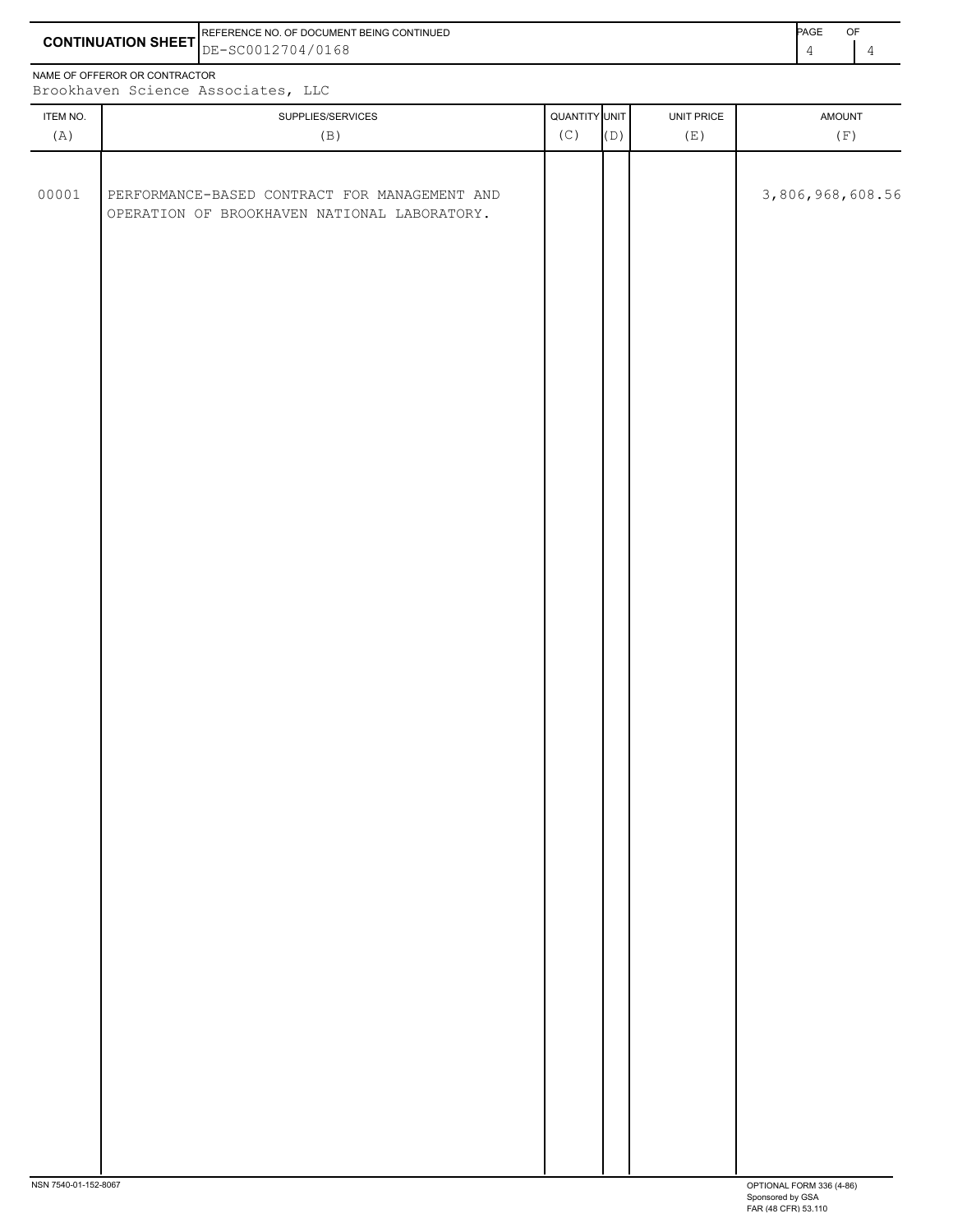**CONTINUATION SHEET**

REFERENCE NO. OF DOCUMENT BEING CONTINUED
DE-SC0012704/0168

NAME OF OFFEROR OR CONTRACTOR
Brookhaven Science Associates, LLC

| ITEM NO. (A) | SUPPLIES/SERVICES (B) | QUANTITY (C) | UNIT (D) | UNIT PRICE (E) | AMOUNT (F) |
|---|---|---|---|---|---|
| 00001 | PERFORMANCE-BASED CONTRACT FOR MANAGEMENT AND OPERATION OF BROOKHAVEN NATIONAL LABORATORY. | | | | 3,806,968,608.56 |

NSN 7540-01-152-8067

OPTIONAL FORM 336 (4-86)
Sponsored by GSA
FAR (48 CFR) 53.110